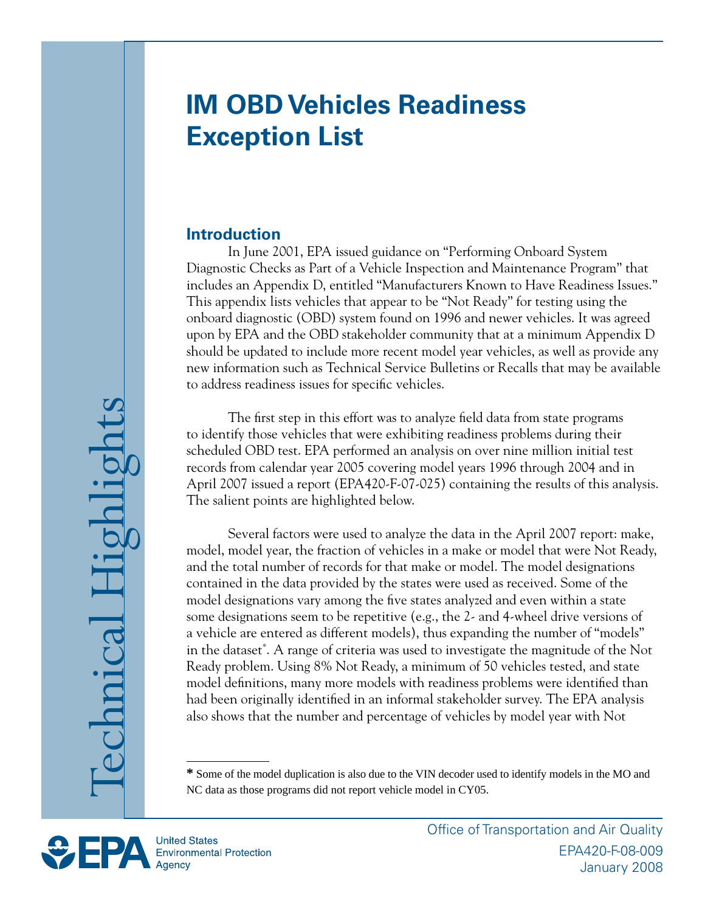# IM OBD Vehicles Readiness Exception List

## Introduction

In June 2001, EPA issued guidance on "Performing Onboard System Diagnostic Checks as Part of a Vehicle Inspection and Maintenance Program" that includes an Appendix D, entitled "Manufacturers Known to Have Readiness Issues." This appendix lists vehicles that appear to be "Not Ready" for testing using the onboard diagnostic (OBD) system found on 1996 and newer vehicles. It was agreed upon by EPA and the OBD stakeholder community that at a minimum Appendix D should be updated to include more recent model year vehicles, as well as provide any new information such as Technical Service Bulletins or Recalls that may be available to address readiness issues for specific vehicles.

The first step in this effort was to analyze field data from state programs to identify those vehicles that were exhibiting readiness problems during their scheduled OBD test. EPA performed an analysis on over nine million initial test records from calendar year 2005 covering model years 1996 through 2004 and in April 2007 issued a report (EPA420-F-07-025) containing the results of this analysis. The salient points are highlighted below.

Several factors were used to analyze the data in the April 2007 report: make, model, model year, the fraction of vehicles in a make or model that were Not Ready, and the total number of records for that make or model. The model designations contained in the data provided by the states were used as received. Some of the model designations vary among the five states analyzed and even within a state some designations seem to be repetitive (e.g., the 2- and 4-wheel drive versions of a vehicle are entered as different models), thus expanding the number of "models" in the dataset*. A range of criteria was used to investigate the magnitude of the Not Ready problem. Using 8% Not Ready, a minimum of 50 vehicles tested, and state model definitions, many more models with readiness problems were identified than had been originally identified in an informal stakeholder survey. The EPA analysis also shows that the number and percentage of vehicles by model year with Not

* Some of the model duplication is also due to the VIN decoder used to identify models in the MO and NC data as those programs did not report vehicle model in CY05.

Office of Transportation and Air Quality
EPA420-F-08-009
January 2008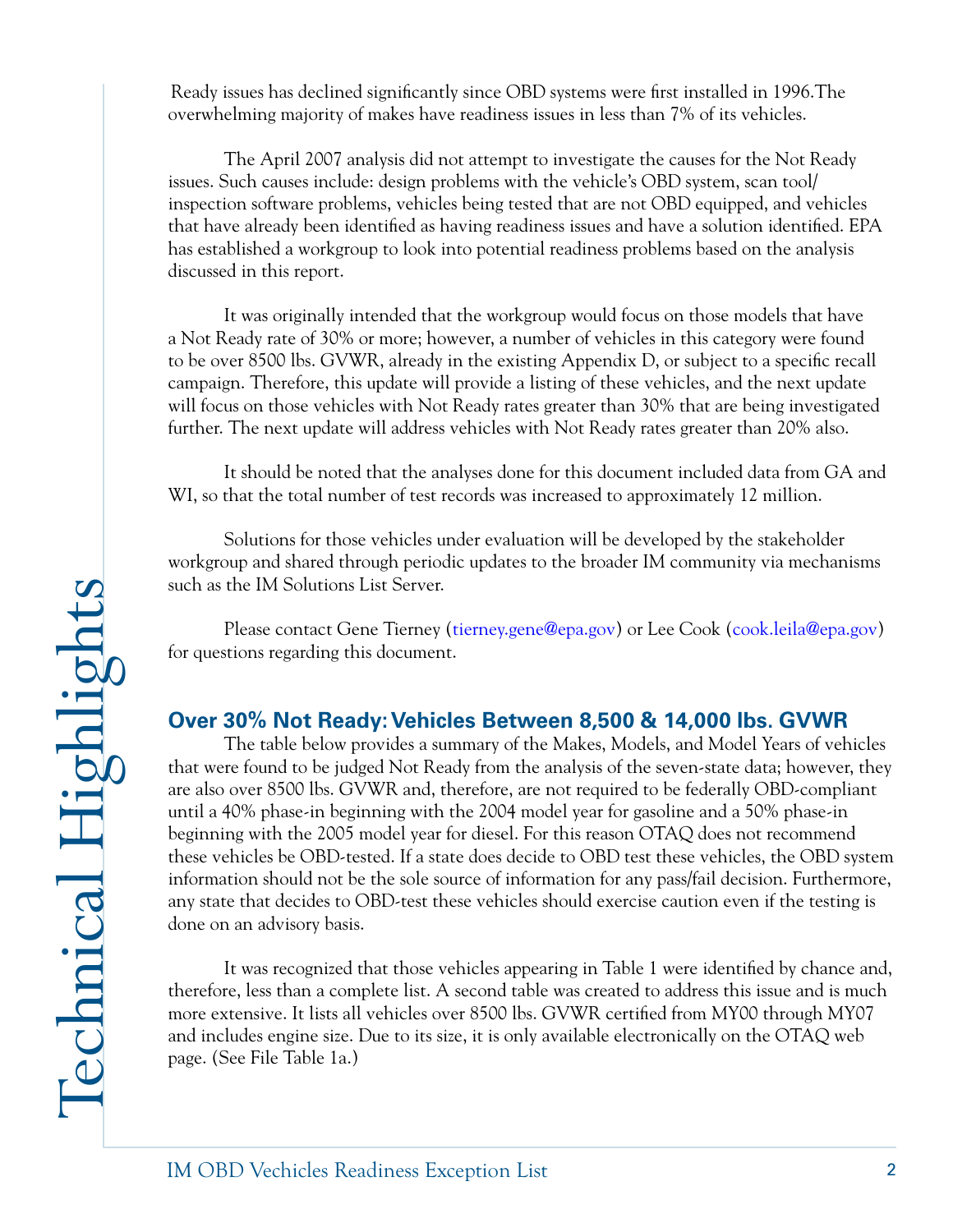Ready issues has declined significantly since OBD systems were first installed in 1996.The overwhelming majority of makes have readiness issues in less than 7% of its vehicles.

The April 2007 analysis did not attempt to investigate the causes for the Not Ready issues. Such causes include: design problems with the vehicle's OBD system, scan tool/ inspection software problems, vehicles being tested that are not OBD equipped, and vehicles that have already been identified as having readiness issues and have a solution identified. EPA has established a workgroup to look into potential readiness problems based on the analysis discussed in this report.

It was originally intended that the workgroup would focus on those models that have a Not Ready rate of 30% or more; however, a number of vehicles in this category were found to be over 8500 lbs. GVWR, already in the existing Appendix D, or subject to a specific recall campaign. Therefore, this update will provide a listing of these vehicles, and the next update will focus on those vehicles with Not Ready rates greater than 30% that are being investigated further. The next update will address vehicles with Not Ready rates greater than 20% also.

It should be noted that the analyses done for this document included data from GA and WI, so that the total number of test records was increased to approximately 12 million.

Solutions for those vehicles under evaluation will be developed by the stakeholder workgroup and shared through periodic updates to the broader IM community via mechanisms such as the IM Solutions List Server.

Please contact Gene Tierney (tierney.gene@epa.gov) or Lee Cook (cook.leila@epa.gov) for questions regarding this document.

## Over 30% Not Ready: Vehicles Between 8,500 & 14,000 lbs. GVWR

The table below provides a summary of the Makes, Models, and Model Years of vehicles that were found to be judged Not Ready from the analysis of the seven-state data; however, they are also over 8500 lbs. GVWR and, therefore, are not required to be federally OBD-compliant until a 40% phase-in beginning with the 2004 model year for gasoline and a 50% phase-in beginning with the 2005 model year for diesel. For this reason OTAQ does not recommend these vehicles be OBD-tested. If a state does decide to OBD test these vehicles, the OBD system information should not be the sole source of information for any pass/fail decision. Furthermore, any state that decides to OBD-test these vehicles should exercise caution even if the testing is done on an advisory basis.

It was recognized that those vehicles appearing in Table 1 were identified by chance and, therefore, less than a complete list. A second table was created to address this issue and is much more extensive. It lists all vehicles over 8500 lbs. GVWR certified from MY00 through MY07 and includes engine size. Due to its size, it is only available electronically on the OTAQ web page. (See File Table 1a.)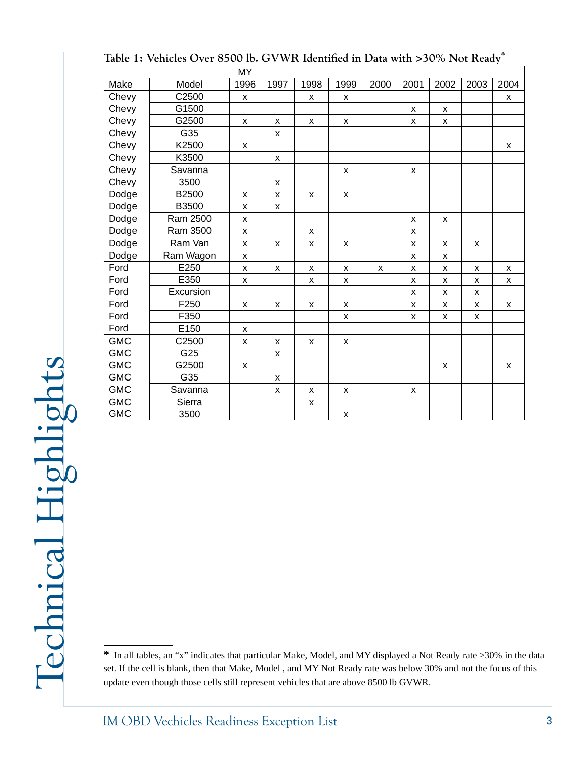## Table 1: Vehicles Over 8500 lb. GVWR Identified in Data with >30% Not Ready*

| | | MY | | | | | | | | |
|---|---|---|---|---|---|---|---|---|---|---|
| Make | Model | 1996 | 1997 | 1998 | 1999 | 2000 | 2001 | 2002 | 2003 | 2004 |
| Chevy | C2500 | x | | x | x | | | | | x |
| Chevy | G1500 | | | | | | x | x | | |
| Chevy | G2500 | x | x | x | x | | x | x | | |
| Chevy | G35 | | x | | | | | | | |
| Chevy | K2500 | x | | | | | | | | x |
| Chevy | K3500 | | x | | | | | | | |
| Chevy | Savanna | | | | x | | x | | | |
| Chevy | 3500 | | x | | | | | | | |
| Dodge | B2500 | x | x | x | x | | | | | |
| Dodge | B3500 | x | x | | | | | | | |
| Dodge | Ram 2500 | x | | | | | x | x | | |
| Dodge | Ram 3500 | x | | x | | | x | | | |
| Dodge | Ram Van | x | x | x | x | | x | x | x | |
| Dodge | Ram Wagon | x | | | | | x | x | | |
| Ford | E250 | x | x | x | x | x | x | x | x | x |
| Ford | E350 | x | | x | x | | x | x | x | x |
| Ford | Excursion | | | | | | x | x | x | |
| Ford | F250 | x | x | x | x | | x | x | x | x |
| Ford | F350 | | | | x | | x | x | x | |
| Ford | E150 | x | | | | | | | | |
| GMC | C2500 | x | x | x | x | | | | | |
| GMC | G25 | | x | | | | | | | |
| GMC | G2500 | x | | | | | | x | | x |
| GMC | G35 | | x | | | | | | | |
| GMC | Savanna | | x | x | x | | x | | | |
| GMC | Sierra | | | x | | | | | | |
| GMC | 3500 | | | | x | | | | | |

* In all tables, an "x" indicates that particular Make, Model, and MY displayed a Not Ready rate >30% in the data set. If the cell is blank, then that Make, Model , and MY Not Ready rate was below 30% and not the focus of this update even though those cells still represent vehicles that are above 8500 lb GVWR.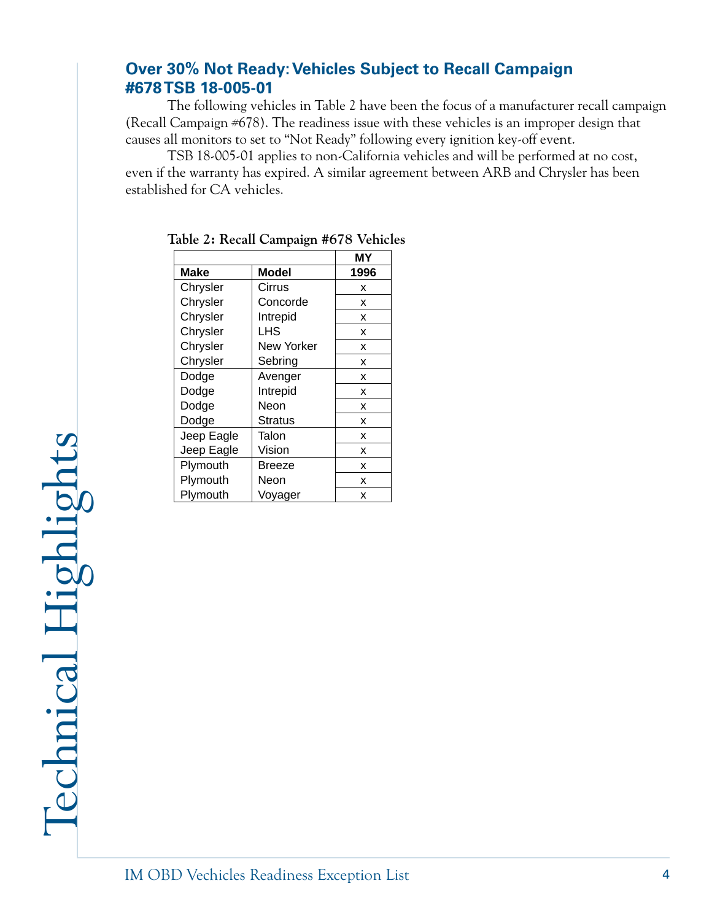## Over 30% Not Ready: Vehicles Subject to Recall Campaign #678 TSB 18-005-01

The following vehicles in Table 2 have been the focus of a manufacturer recall campaign (Recall Campaign #678). The readiness issue with these vehicles is an improper design that causes all monitors to set to "Not Ready" following every ignition key-off event.

TSB 18-005-01 applies to non-California vehicles and will be performed at no cost, even if the warranty has expired. A similar agreement between ARB and Chrysler has been established for CA vehicles.

**Table 2: Recall Campaign #678 Vehicles**

| | | MY |
|---|---|---|
| **Make** | **Model** | **1996** |
| Chrysler | Cirrus | x |
| Chrysler | Concorde | x |
| Chrysler | Intrepid | x |
| Chrysler | LHS | x |
| Chrysler | New Yorker | x |
| Chrysler | Sebring | x |
| Dodge | Avenger | x |
| Dodge | Intrepid | x |
| Dodge | Neon | x |
| Dodge | Stratus | x |
| Jeep Eagle | Talon | x |
| Jeep Eagle | Vision | x |
| Plymouth | Breeze | x |
| Plymouth | Neon | x |
| Plymouth | Voyager | x |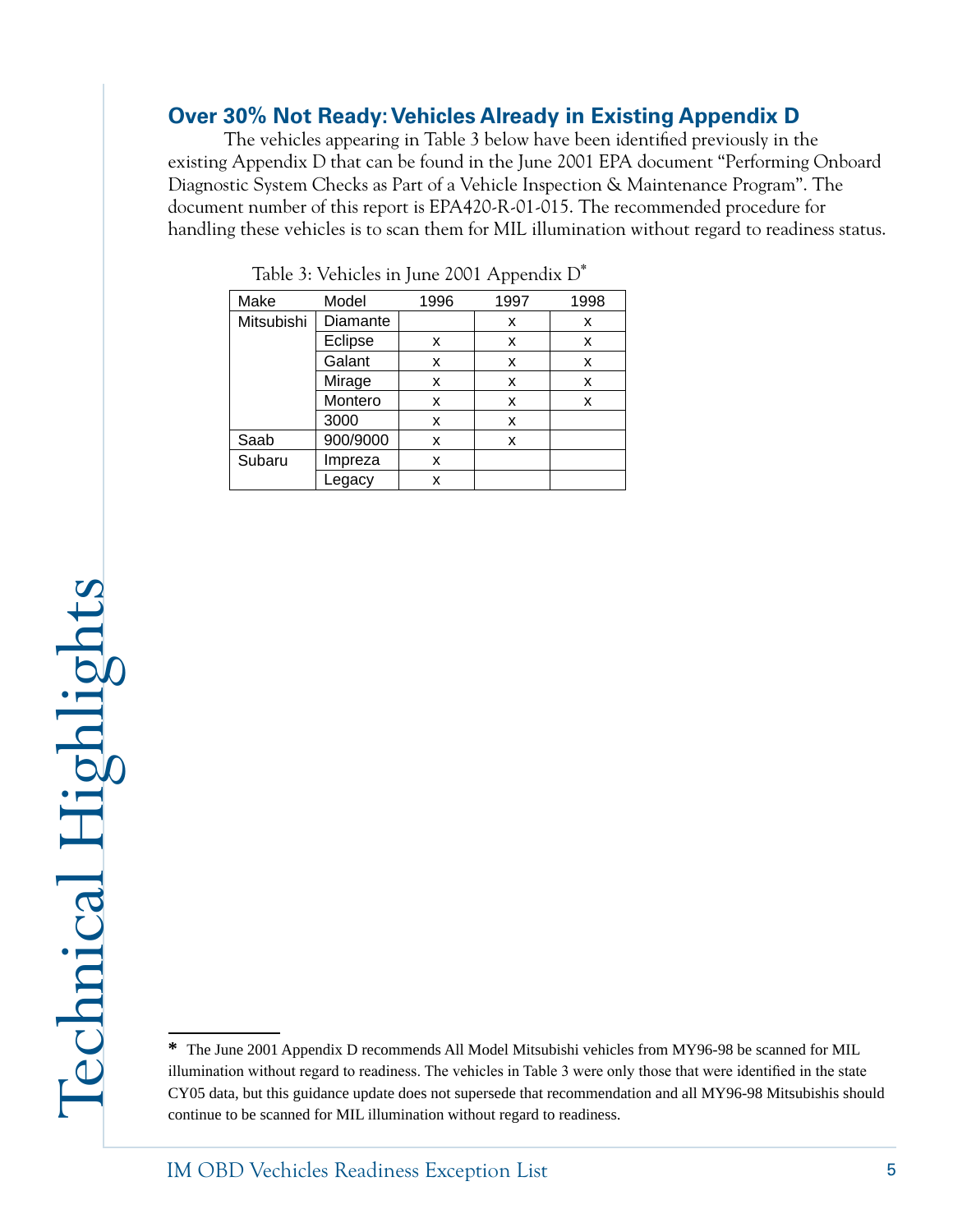## Over 30% Not Ready: Vehicles Already in Existing Appendix D

The vehicles appearing in Table 3 below have been identified previously in the existing Appendix D that can be found in the June 2001 EPA document "Performing Onboard Diagnostic System Checks as Part of a Vehicle Inspection & Maintenance Program". The document number of this report is EPA420-R-01-015. The recommended procedure for handling these vehicles is to scan them for MIL illumination without regard to readiness status.

Table 3: Vehicles in June 2001 Appendix D*

| Make | Model | 1996 | 1997 | 1998 |
|---|---|---|---|---|
| Mitsubishi | Diamante | | x | x |
| | Eclipse | x | x | x |
| | Galant | x | x | x |
| | Mirage | x | x | x |
| | Montero | x | x | x |
| | 3000 | x | x | |
| Saab | 900/9000 | x | x | |
| Subaru | Impreza | x | | |
| | Legacy | x | | |

* The June 2001 Appendix D recommends All Model Mitsubishi vehicles from MY96-98 be scanned for MIL illumination without regard to readiness. The vehicles in Table 3 were only those that were identified in the state CY05 data, but this guidance update does not supersede that recommendation and all MY96-98 Mitsubishis should continue to be scanned for MIL illumination without regard to readiness.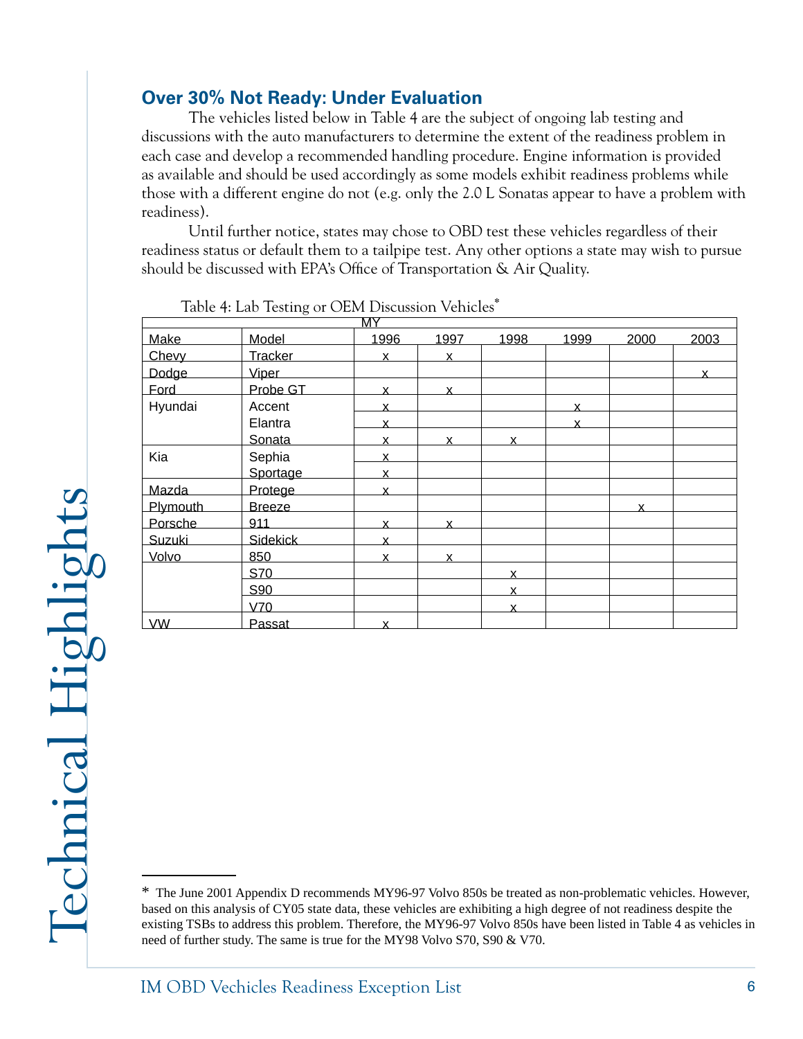## Over 30% Not Ready: Under Evaluation

The vehicles listed below in Table 4 are the subject of ongoing lab testing and discussions with the auto manufacturers to determine the extent of the readiness problem in each case and develop a recommended handling procedure. Engine information is provided as available and should be used accordingly as some models exhibit readiness problems while those with a different engine do not (e.g. only the 2.0 L Sonatas appear to have a problem with readiness).

Until further notice, states may chose to OBD test these vehicles regardless of their readiness status or default them to a tailpipe test. Any other options a state may wish to pursue should be discussed with EPA's Office of Transportation & Air Quality.

Table 4: Lab Testing or OEM Discussion Vehicles*

| | | MY | | | | | |
|---|---|---|---|---|---|---|---|
| Make | Model | 1996 | 1997 | 1998 | 1999 | 2000 | 2003 |
| Chevy | Tracker | x | x | | | | |
| Dodge | Viper | | | | | | x |
| Ford | Probe GT | x | x | | | | |
| Hyundai | Accent | x | | | x | | |
| | Elantra | x | | | x | | |
| | Sonata | x | x | x | | | |
| Kia | Sephia | x | | | | | |
| | Sportage | x | | | | | |
| Mazda | Protege | x | | | | | |
| Plymouth | Breeze | | | | | x | |
| Porsche | 911 | x | x | | | | |
| Suzuki | Sidekick | x | | | | | |
| Volvo | 850 | x | x | | | | |
| | S70 | | | x | | | |
| | S90 | | | x | | | |
| | V70 | | | x | | | |
| VW | Passat | x | | | | | |

* The June 2001 Appendix D recommends MY96-97 Volvo 850s be treated as non-problematic vehicles. However, based on this analysis of CY05 state data, these vehicles are exhibiting a high degree of not readiness despite the existing TSBs to address this problem. Therefore, the MY96-97 Volvo 850s have been listed in Table 4 as vehicles in need of further study. The same is true for the MY98 Volvo S70, S90 & V70.